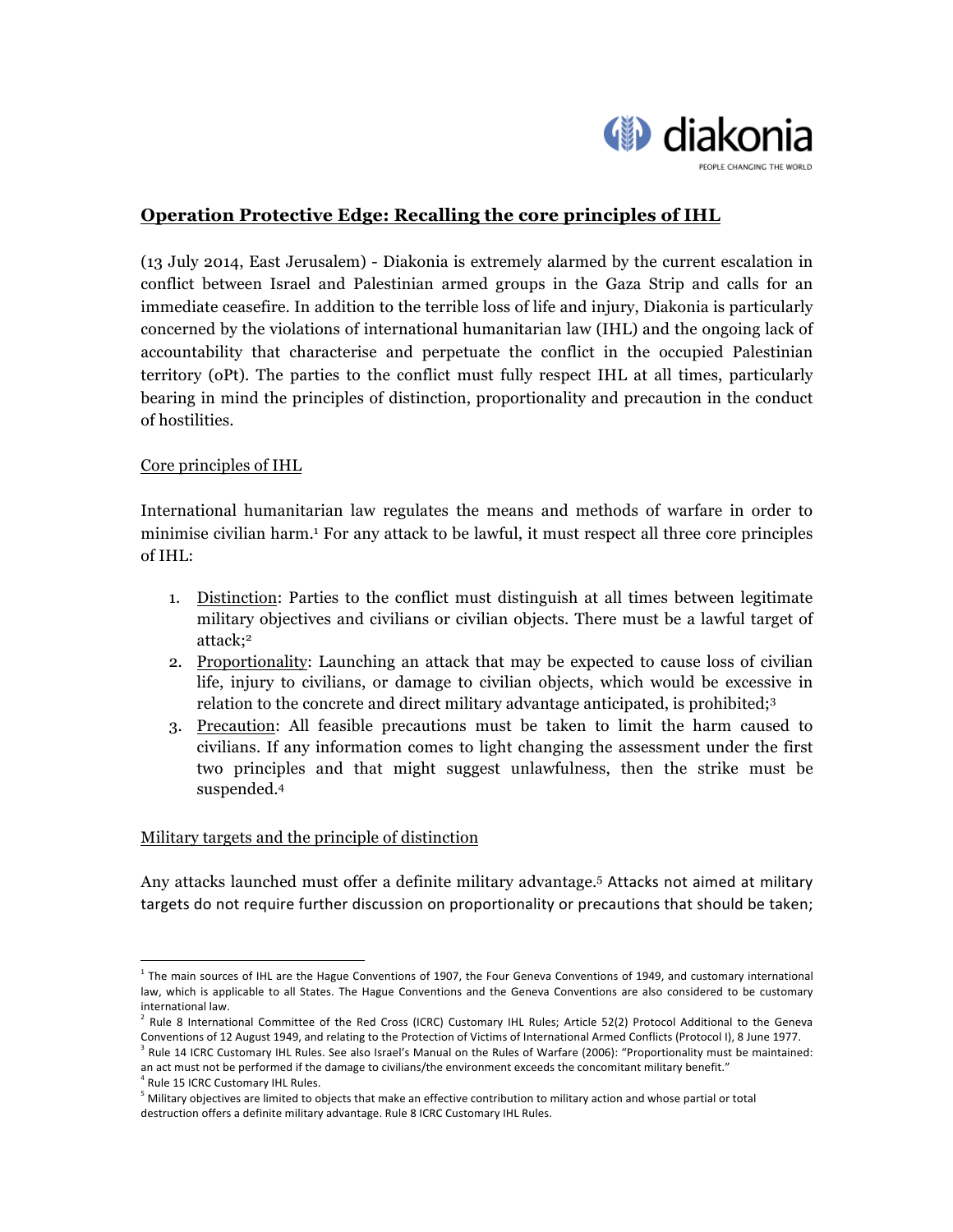diakonia

PEOPLE CHANGING THE WORLD

# Operation Protective Edge: Recalling the core principles of IHL

(13 July 2014, East Jerusalem) - Diakonia is extremely alarmed by the current escalation in conflict between Israel and Palestinian armed groups in the Gaza Strip and calls for an immediate ceasefire. In addition to the terrible loss of life and injury, Diakonia is particularly concerned by the violations of international humanitarian law (IHL) and the ongoing lack of accountability that characterise and perpetuate the conflict in the occupied Palestinian territory (oPt). The parties to the conflict must fully respect IHL at all times, particularly bearing in mind the principles of distinction, proportionality and precaution in the conduct of hostilities.

## Core principles of IHL

International humanitarian law regulates the means and methods of warfare in order to minimise civilian harm.[1] For any attack to be lawful, it must respect all three core principles of IHL:

1. Distinction: Parties to the conflict must distinguish at all times between legitimate military objectives and civilians or civilian objects. There must be a lawful target of attack;[2]
2. Proportionality: Launching an attack that may be expected to cause loss of civilian life, injury to civilians, or damage to civilian objects, which would be excessive in relation to the concrete and direct military advantage anticipated, is prohibited;[3]
3. Precaution: All feasible precautions must be taken to limit the harm caused to civilians. If any information comes to light changing the assessment under the first two principles and that might suggest unlawfulness, then the strike must be suspended.[4]

## Military targets and the principle of distinction

Any attacks launched must offer a definite military advantage.[5] Attacks not aimed at military targets do not require further discussion on proportionality or precautions that should be taken;

---

[1] The main sources of IHL are the Hague Conventions of 1907, the Four Geneva Conventions of 1949, and customary international law, which is applicable to all States. The Hague Conventions and the Geneva Conventions are also considered to be customary international law.

[2] Rule 8 International Committee of the Red Cross (ICRC) Customary IHL Rules; Article 52(2) Protocol Additional to the Geneva Conventions of 12 August 1949, and relating to the Protection of Victims of International Armed Conflicts (Protocol I), 8 June 1977.

[3] Rule 14 ICRC Customary IHL Rules. See also Israel's Manual on the Rules of Warfare (2006): "Proportionality must be maintained: an act must not be performed if the damage to civilians/the environment exceeds the concomitant military benefit."

[4] Rule 15 ICRC Customary IHL Rules.

[5] Military objectives are limited to objects that make an effective contribution to military action and whose partial or total destruction offers a definite military advantage. Rule 8 ICRC Customary IHL Rules.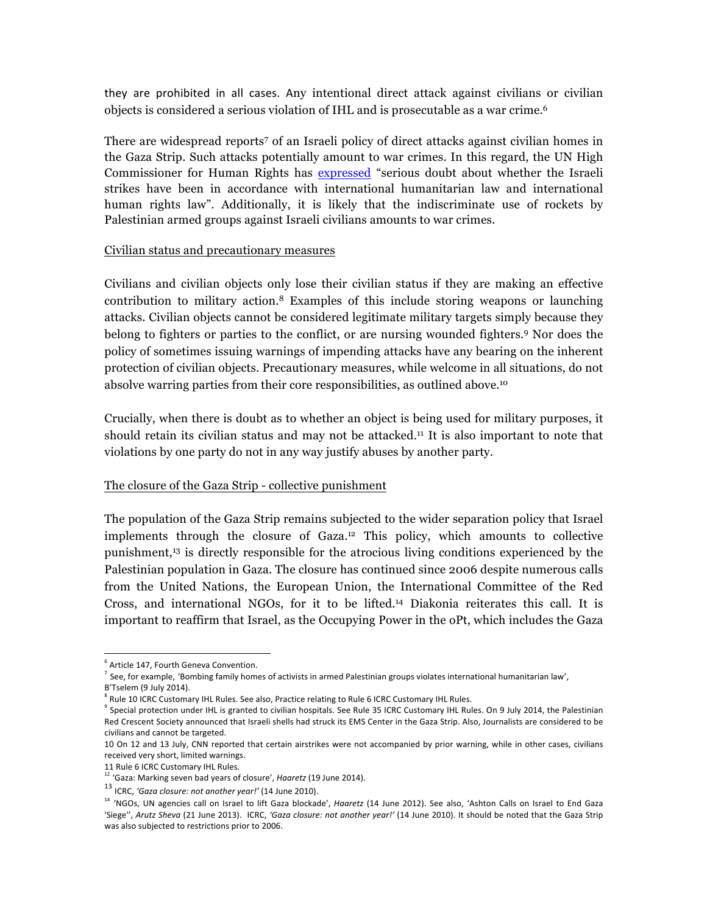they are prohibited in all cases. Any intentional direct attack against civilians or civilian objects is considered a serious violation of IHL and is prosecutable as a war crime.[6]

There are widespread reports[7] of an Israeli policy of direct attacks against civilian homes in the Gaza Strip. Such attacks potentially amount to war crimes. In this regard, the UN High Commissioner for Human Rights has expressed "serious doubt about whether the Israeli strikes have been in accordance with international humanitarian law and international human rights law". Additionally, it is likely that the indiscriminate use of rockets by Palestinian armed groups against Israeli civilians amounts to war crimes.

Civilian status and precautionary measures

Civilians and civilian objects only lose their civilian status if they are making an effective contribution to military action.[8] Examples of this include storing weapons or launching attacks. Civilian objects cannot be considered legitimate military targets simply because they belong to fighters or parties to the conflict, or are nursing wounded fighters.[9] Nor does the policy of sometimes issuing warnings of impending attacks have any bearing on the inherent protection of civilian objects. Precautionary measures, while welcome in all situations, do not absolve warring parties from their core responsibilities, as outlined above.[10]

Crucially, when there is doubt as to whether an object is being used for military purposes, it should retain its civilian status and may not be attacked.[11] It is also important to note that violations by one party do not in any way justify abuses by another party.

The closure of the Gaza Strip - collective punishment

The population of the Gaza Strip remains subjected to the wider separation policy that Israel implements through the closure of Gaza.[12] This policy, which amounts to collective punishment,[13] is directly responsible for the atrocious living conditions experienced by the Palestinian population in Gaza. The closure has continued since 2006 despite numerous calls from the United Nations, the European Union, the International Committee of the Red Cross, and international NGOs, for it to be lifted.[14] Diakonia reiterates this call. It is important to reaffirm that Israel, as the Occupying Power in the oPt, which includes the Gaza

---

[6] Article 147, Fourth Geneva Convention.

[7] See, for example, 'Bombing family homes of activists in armed Palestinian groups violates international humanitarian law', B'Tselem (9 July 2014).

[8] Rule 10 ICRC Customary IHL Rules. See also, Practice relating to Rule 6 ICRC Customary IHL Rules.

[9] Special protection under IHL is granted to civilian hospitals. See Rule 35 ICRC Customary IHL Rules. On 9 July 2014, the Palestinian Red Crescent Society announced that Israeli shells had struck its EMS Center in the Gaza Strip. Also, Journalists are considered to be civilians and cannot be targeted.

[10] On 12 and 13 July, CNN reported that certain airstrikes were not accompanied by prior warning, while in other cases, civilians received very short, limited warnings.

[11] Rule 6 ICRC Customary IHL Rules.

[12] 'Gaza: Marking seven bad years of closure', *Haaretz* (19 June 2014).

[13] ICRC, *'Gaza closure: not another year!'* (14 June 2010).

[14] 'NGOs, UN agencies call on Israel to lift Gaza blockade', *Haaretz* (14 June 2012). See also, 'Ashton Calls on Israel to End Gaza 'Siege'', *Arutz Sheva* (21 June 2013). ICRC, *'Gaza closure: not another year!'* (14 June 2010). It should be noted that the Gaza Strip was also subjected to restrictions prior to 2006.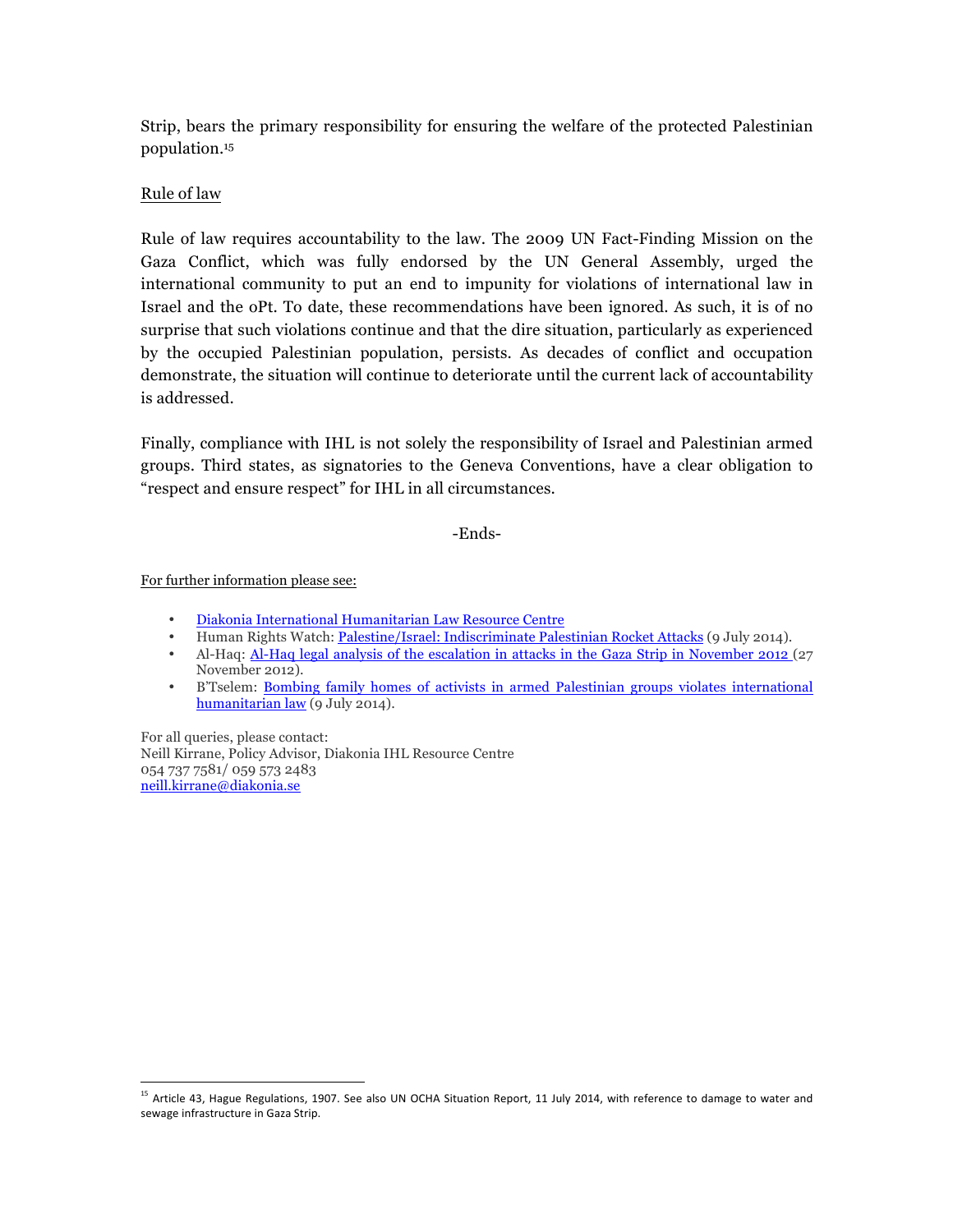Strip, bears the primary responsibility for ensuring the welfare of the protected Palestinian population.[15]

Rule of law

Rule of law requires accountability to the law. The 2009 UN Fact-Finding Mission on the Gaza Conflict, which was fully endorsed by the UN General Assembly, urged the international community to put an end to impunity for violations of international law in Israel and the oPt. To date, these recommendations have been ignored. As such, it is of no surprise that such violations continue and that the dire situation, particularly as experienced by the occupied Palestinian population, persists. As decades of conflict and occupation demonstrate, the situation will continue to deteriorate until the current lack of accountability is addressed.

Finally, compliance with IHL is not solely the responsibility of Israel and Palestinian armed groups. Third states, as signatories to the Geneva Conventions, have a clear obligation to "respect and ensure respect" for IHL in all circumstances.

-Ends-

For further information please see:

- Diakonia International Humanitarian Law Resource Centre
- Human Rights Watch: Palestine/Israel: Indiscriminate Palestinian Rocket Attacks (9 July 2014).
- Al-Haq: Al-Haq legal analysis of the escalation in attacks in the Gaza Strip in November 2012 (27 November 2012).
- B'Tselem: Bombing family homes of activists in armed Palestinian groups violates international humanitarian law (9 July 2014).

For all queries, please contact:
Neill Kirrane, Policy Advisor, Diakonia IHL Resource Centre
054 737 7581/ 059 573 2483
neill.kirrane@diakonia.se

[15] Article 43, Hague Regulations, 1907. See also UN OCHA Situation Report, 11 July 2014, with reference to damage to water and sewage infrastructure in Gaza Strip.